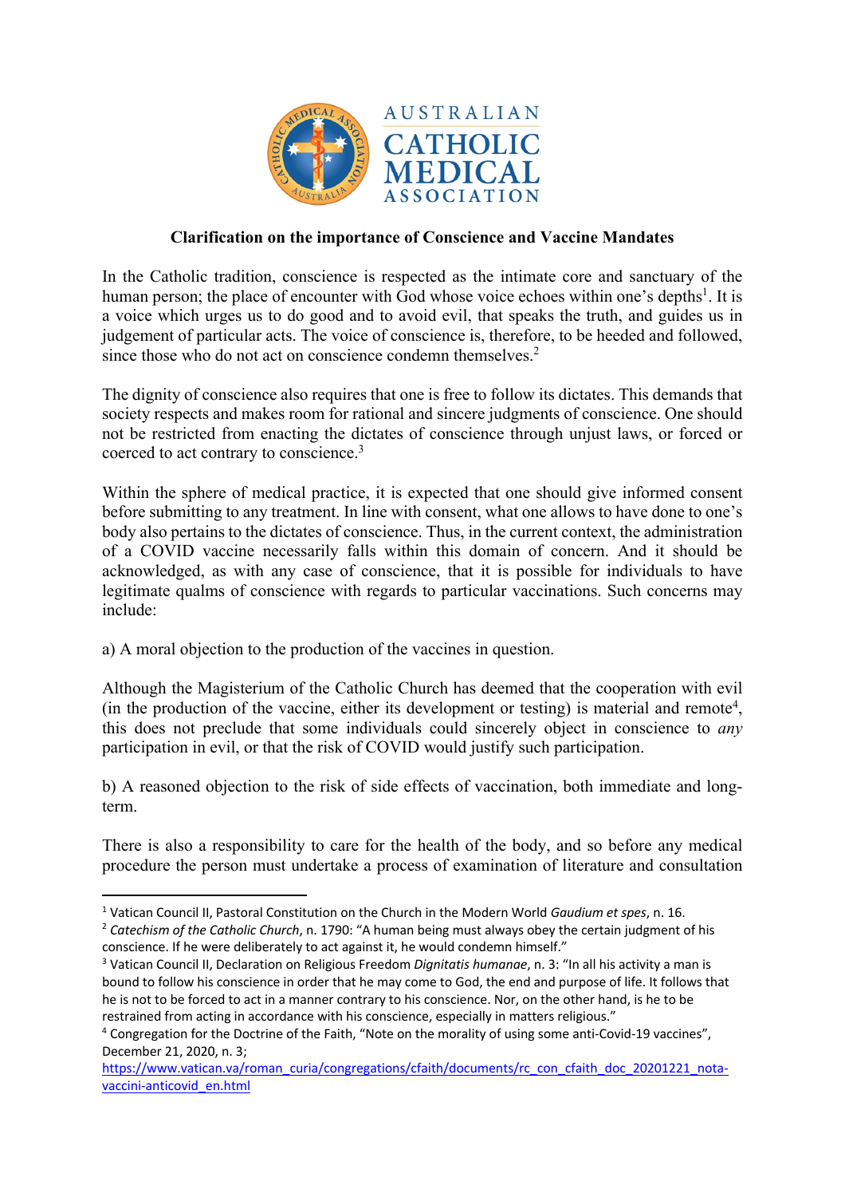**Clarification on the importance of Conscience and Vaccine Mandates**

In the Catholic tradition, conscience is respected as the intimate core and sanctuary of the human person; the place of encounter with God whose voice echoes within one's depths[1]. It is a voice which urges us to do good and to avoid evil, that speaks the truth, and guides us in judgement of particular acts. The voice of conscience is, therefore, to be heeded and followed, since those who do not act on conscience condemn themselves.[2]

The dignity of conscience also requires that one is free to follow its dictates. This demands that society respects and makes room for rational and sincere judgments of conscience. One should not be restricted from enacting the dictates of conscience through unjust laws, or forced or coerced to act contrary to conscience.[3]

Within the sphere of medical practice, it is expected that one should give informed consent before submitting to any treatment. In line with consent, what one allows to have done to one's body also pertains to the dictates of conscience. Thus, in the current context, the administration of a COVID vaccine necessarily falls within this domain of concern. And it should be acknowledged, as with any case of conscience, that it is possible for individuals to have legitimate qualms of conscience with regards to particular vaccinations. Such concerns may include:

a) A moral objection to the production of the vaccines in question.

Although the Magisterium of the Catholic Church has deemed that the cooperation with evil (in the production of the vaccine, either its development or testing) is material and remote[4], this does not preclude that some individuals could sincerely object in conscience to *any* participation in evil, or that the risk of COVID would justify such participation.

b) A reasoned objection to the risk of side effects of vaccination, both immediate and long-term.

There is also a responsibility to care for the health of the body, and so before any medical procedure the person must undertake a process of examination of literature and consultation

---

[1] Vatican Council II, Pastoral Constitution on the Church in the Modern World *Gaudium et spes*, n. 16.

[2] *Catechism of the Catholic Church*, n. 1790: "A human being must always obey the certain judgment of his conscience. If he were deliberately to act against it, he would condemn himself."

[3] Vatican Council II, Declaration on Religious Freedom *Dignitatis humanae*, n. 3: "In all his activity a man is bound to follow his conscience in order that he may come to God, the end and purpose of life. It follows that he is not to be forced to act in a manner contrary to his conscience. Nor, on the other hand, is he to be restrained from acting in accordance with his conscience, especially in matters religious."

[4] Congregation for the Doctrine of the Faith, "Note on the morality of using some anti-Covid-19 vaccines", December 21, 2020, n. 3; https://www.vatican.va/roman_curia/congregations/cfaith/documents/rc_con_cfaith_doc_20201221_nota-vaccini-anticovid_en.html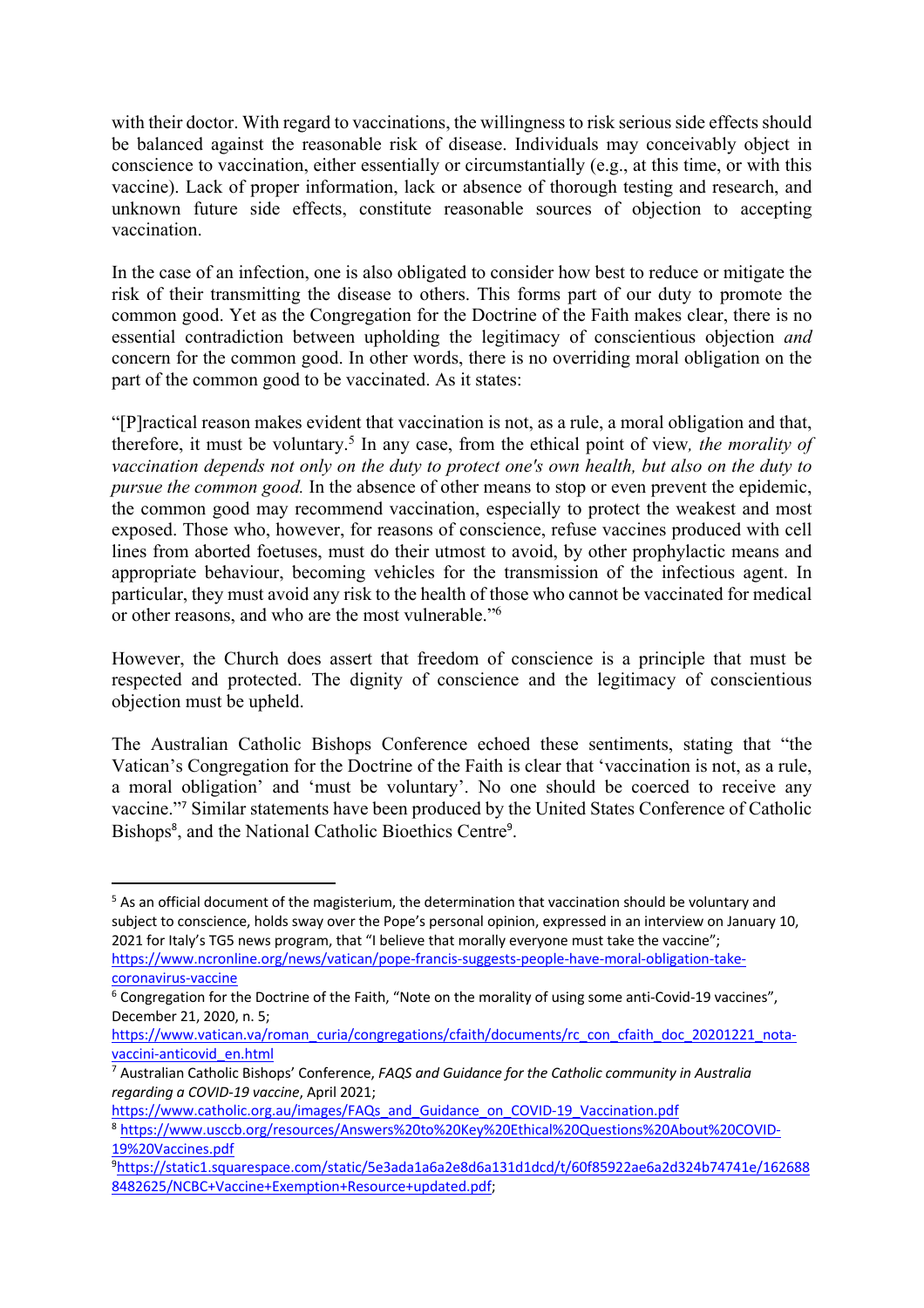with their doctor. With regard to vaccinations, the willingness to risk serious side effects should be balanced against the reasonable risk of disease. Individuals may conceivably object in conscience to vaccination, either essentially or circumstantially (e.g., at this time, or with this vaccine). Lack of proper information, lack or absence of thorough testing and research, and unknown future side effects, constitute reasonable sources of objection to accepting vaccination.

In the case of an infection, one is also obligated to consider how best to reduce or mitigate the risk of their transmitting the disease to others. This forms part of our duty to promote the common good. Yet as the Congregation for the Doctrine of the Faith makes clear, there is no essential contradiction between upholding the legitimacy of conscientious objection *and* concern for the common good. In other words, there is no overriding moral obligation on the part of the common good to be vaccinated. As it states:

"[P]ractical reason makes evident that vaccination is not, as a rule, a moral obligation and that, therefore, it must be voluntary.[5] In any case, from the ethical point of view, *the morality of vaccination depends not only on the duty to protect one's own health, but also on the duty to pursue the common good.* In the absence of other means to stop or even prevent the epidemic, the common good may recommend vaccination, especially to protect the weakest and most exposed. Those who, however, for reasons of conscience, refuse vaccines produced with cell lines from aborted foetuses, must do their utmost to avoid, by other prophylactic means and appropriate behaviour, becoming vehicles for the transmission of the infectious agent. In particular, they must avoid any risk to the health of those who cannot be vaccinated for medical or other reasons, and who are the most vulnerable."[6]

However, the Church does assert that freedom of conscience is a principle that must be respected and protected. The dignity of conscience and the legitimacy of conscientious objection must be upheld.

The Australian Catholic Bishops Conference echoed these sentiments, stating that "the Vatican's Congregation for the Doctrine of the Faith is clear that 'vaccination is not, as a rule, a moral obligation' and 'must be voluntary'. No one should be coerced to receive any vaccine."[7] Similar statements have been produced by the United States Conference of Catholic Bishops[8], and the National Catholic Bioethics Centre[9].

---

[5] As an official document of the magisterium, the determination that vaccination should be voluntary and subject to conscience, holds sway over the Pope's personal opinion, expressed in an interview on January 10, 2021 for Italy's TG5 news program, that "I believe that morally everyone must take the vaccine"; https://www.ncronline.org/news/vatican/pope-francis-suggests-people-have-moral-obligation-take-coronavirus-vaccine

[6] Congregation for the Doctrine of the Faith, "Note on the morality of using some anti-Covid-19 vaccines", December 21, 2020, n. 5; https://www.vatican.va/roman_curia/congregations/cfaith/documents/rc_con_cfaith_doc_20201221_nota-vaccini-anticovid_en.html

[7] Australian Catholic Bishops' Conference, *FAQS and Guidance for the Catholic community in Australia regarding a COVID-19 vaccine*, April 2021; https://www.catholic.org.au/images/FAQs_and_Guidance_on_COVID-19_Vaccination.pdf

[8] https://www.usccb.org/resources/Answers%20to%20Key%20Ethical%20Questions%20About%20COVID-19%20Vaccines.pdf

[9] https://static1.squarespace.com/static/5e3ada1a6a2e8d6a131d1dcd/t/60f85922ae6a2d324b74741e/1626888482625/NCBC+Vaccine+Exemption+Resource+updated.pdf;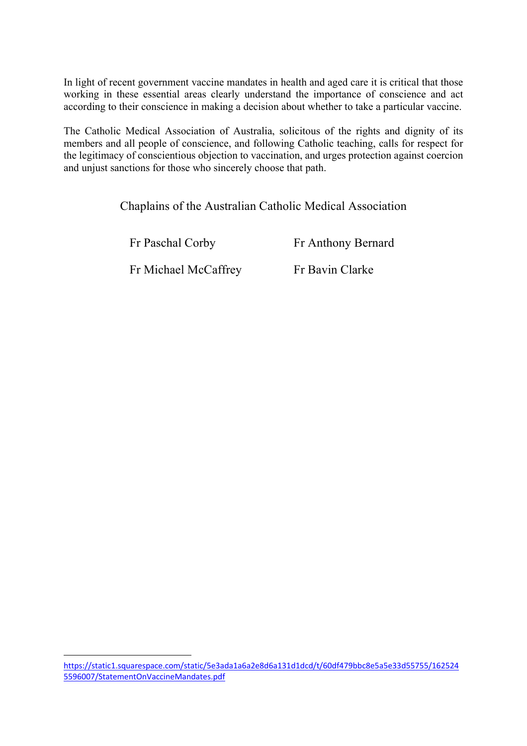In light of recent government vaccine mandates in health and aged care it is critical that those working in these essential areas clearly understand the importance of conscience and act according to their conscience in making a decision about whether to take a particular vaccine.

The Catholic Medical Association of Australia, solicitous of the rights and dignity of its members and all people of conscience, and following Catholic teaching, calls for respect for the legitimacy of conscientious objection to vaccination, and urges protection against coercion and unjust sanctions for those who sincerely choose that path.

Chaplains of the Australian Catholic Medical Association

Fr Paschal Corby

Fr Anthony Bernard

Fr Michael McCaffrey

Fr Bavin Clarke

---

https://static1.squarespace.com/static/5e3ada1a6a2e8d6a131d1dcd/t/60df479bbc8e5a5e33d55755/1625245596007/StatementOnVaccineMandates.pdf